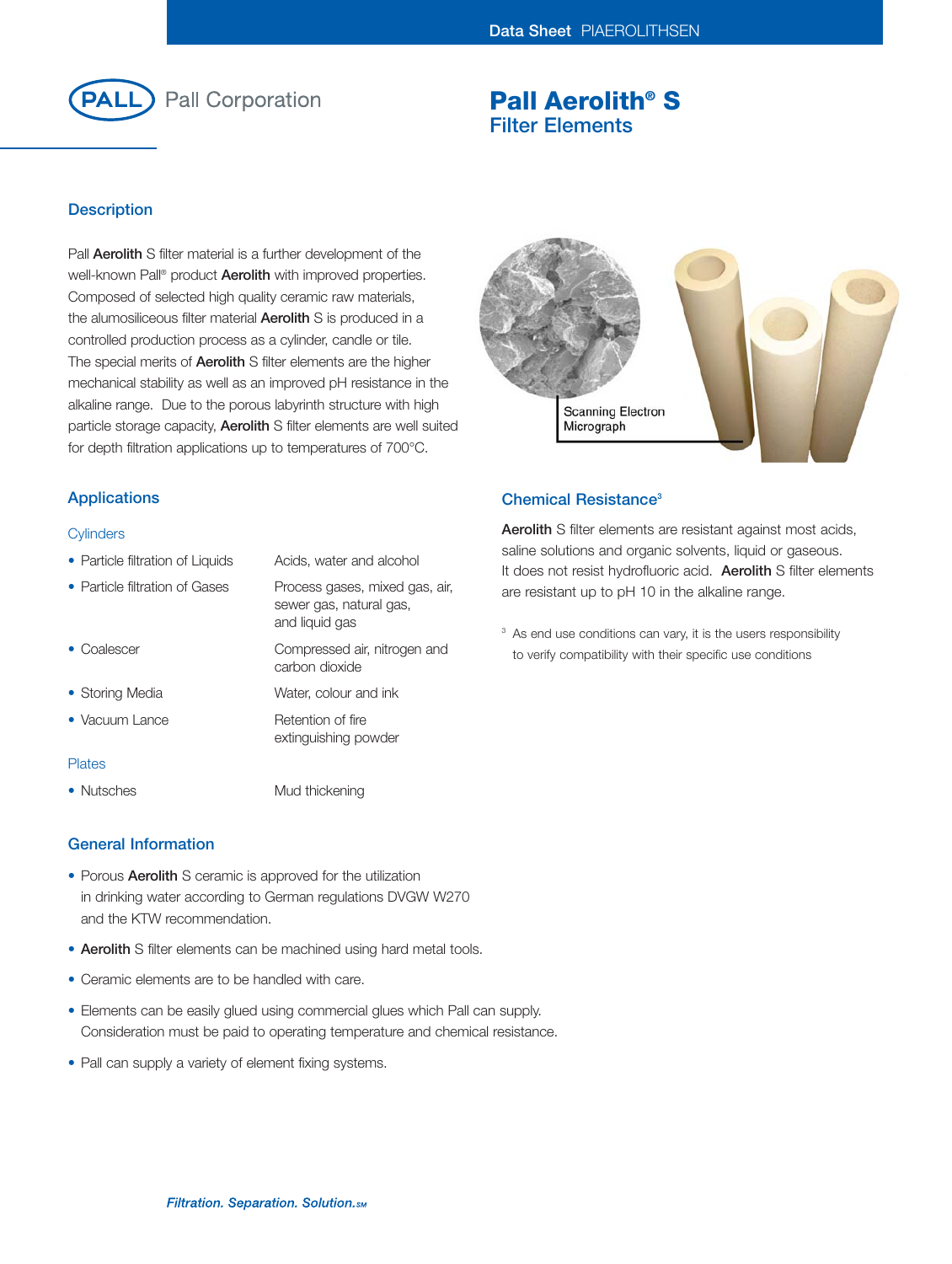Pall Corporation

# Pall Aerolith® S Filter Elements

## Description

Pall **Aerolith** S filter material is a further development of the well-known Pall® product **Aerolith** with improved properties. Composed of selected high quality ceramic raw materials, the alumosiliceous filter material **Aerolith** S is produced in a controlled production process as a cylinder, candle or tile. The special merits of **Aerolith** S filter elements are the higher mechanical stability as well as an improved pH resistance in the alkaline range. Due to the porous labyrinth structure with high particle storage capacity, **Aerolith** S filter elements are well suited for depth filtration applications up to temperatures of 700°C.

Scanning Electron Micrograph

## Applications

### Cylinders

| | |
|---|---|
| • Particle filtration of Liquids | Acids, water and alcohol |
| • Particle filtration of Gases | Process gases, mixed gas, air, sewer gas, natural gas, and liquid gas |
| • Coalescer | Compressed air, nitrogen and carbon dioxide |
| • Storing Media | Water, colour and ink |
| • Vacuum Lance | Retention of fire extinguishing powder |

### Plates

| | |
|---|---|
| • Nutsches | Mud thickening |

## Chemical Resistance[3]

**Aerolith** S filter elements are resistant against most acids, saline solutions and organic solvents, liquid or gaseous. It does not resist hydrofluoric acid. **Aerolith** S filter elements are resistant up to pH 10 in the alkaline range.

[3] As end use conditions can vary, it is the users responsibility to verify compatibility with their specific use conditions

## General Information

- Porous **Aerolith** S ceramic is approved for the utilization in drinking water according to German regulations DVGW W270 and the KTW recommendation.
- **Aerolith** S filter elements can be machined using hard metal tools.
- Ceramic elements are to be handled with care.
- Elements can be easily glued using commercial glues which Pall can supply. Consideration must be paid to operating temperature and chemical resistance.
- Pall can supply a variety of element fixing systems.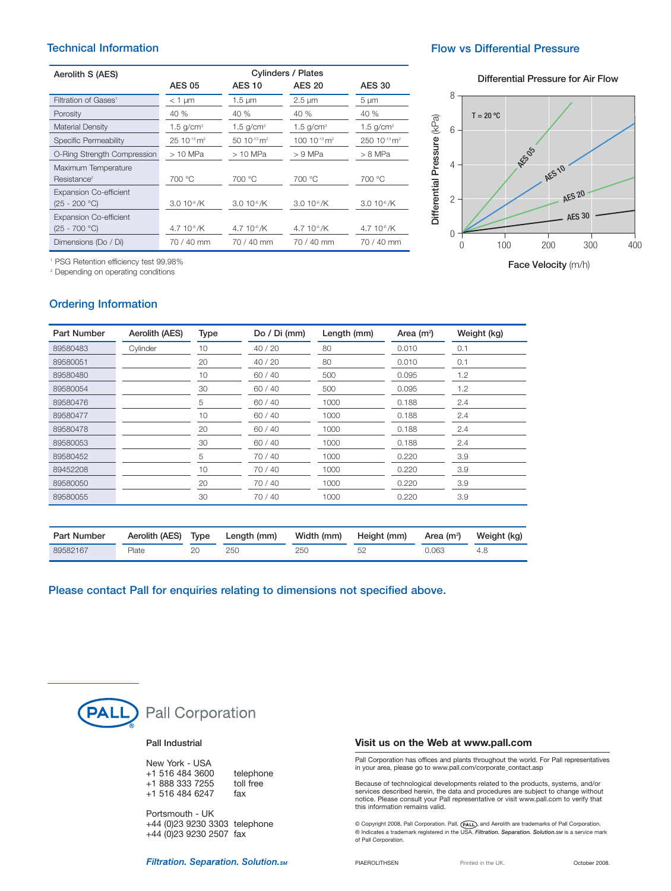## Technical Information

| Aerolith S (AES) | Cylinders / Plates | | | |
|---|---|---|---|---|
| | AES 05 | AES 10 | AES 20 | AES 30 |
| Filtration of Gases[1] | < 1 µm | 1.5 µm | 2.5 µm | 5 µm |
| Porosity | 40 % | 40 % | 40 % | 40 % |
| Material Density | 1.5 g/cm³ | 1.5 g/cm³ | 1.5 g/cm³ | 1.5 g/cm³ |
| Specific Permeability | $25\ 10^{-13}\ m^2$ | $50\ 10^{-13}\ m^2$ | $100\ 10^{-13}\ m^2$ | $250\ 10^{-13}\ m^2$ |
| O-Ring Strength Compression | > 10 MPa | > 10 MPa | > 9 MPa | > 8 MPa |
| Maximum Temperature Resistance[2] | 700 °C | 700 °C | 700 °C | 700 °C |
| Expansion Co-efficient (25 - 200 °C) | $3.0\ 10^{-6}$/K | $3.0\ 10^{-6}$/K | $3.0\ 10^{-6}$/K | $3.0\ 10^{-6}$/K |
| Expansion Co-efficient (25 - 700 °C) | $4.7\ 10^{-6}$/K | $4.7\ 10^{-6}$/K | $4.7\ 10^{-6}$/K | $4.7\ 10^{-6}$/K |
| Dimensions (Do / Di) | 70 / 40 mm | 70 / 40 mm | 70 / 40 mm | 70 / 40 mm |

[1] PSG Retention efficiency test 99.98%
[2] Depending on operating conditions

## Flow vs Differential Pressure

Differential Pressure for Air Flow

T = 20 °C

AES 05

AES 10

AES 20

AES 30

Differential Pressure (kPa)

0
2
4
6
8

0
100
200
300
400

Face Velocity (m/h)

## Ordering Information

| Part Number | Aerolith (AES) | Type | Do / Di (mm) | Length (mm) | Area (m²) | Weight (kg) |
|---|---|---|---|---|---|---|
| 89580483 | Cylinder | 10 | 40 / 20 | 80 | 0.010 | 0.1 |
| 89580051 | | 20 | 40 / 20 | 80 | 0.010 | 0.1 |
| 89580480 | | 10 | 60 / 40 | 500 | 0.095 | 1.2 |
| 89580054 | | 30 | 60 / 40 | 500 | 0.095 | 1.2 |
| 89580476 | | 5 | 60 / 40 | 1000 | 0.188 | 2.4 |
| 89580477 | | 10 | 60 / 40 | 1000 | 0.188 | 2.4 |
| 89580478 | | 20 | 60 / 40 | 1000 | 0.188 | 2.4 |
| 89580053 | | 30 | 60 / 40 | 1000 | 0.188 | 2.4 |
| 89580452 | | 5 | 70 / 40 | 1000 | 0.220 | 3.9 |
| 89452208 | | 10 | 70 / 40 | 1000 | 0.220 | 3.9 |
| 89580050 | | 20 | 70 / 40 | 1000 | 0.220 | 3.9 |
| 89580055 | | 30 | 70 / 40 | 1000 | 0.220 | 3.9 |

| Part Number | Aerolith (AES) | Type | Length (mm) | Width (mm) | Height (mm) | Area (m²) | Weight (kg) |
|---|---|---|---|---|---|---|---|
| 89582167 | Plate | 20 | 250 | 250 | 52 | 0.063 | 4.8 |

**Please contact Pall for enquiries relating to dimensions not specified above.**

PALL Pall Corporation

**Pall Industrial**

New York - USA
+1 516 484 3600 telephone
+1 888 333 7255 toll free
+1 516 484 6247 fax

Portsmouth - UK
+44 (0)23 9230 3303 telephone
+44 (0)23 9230 2507 fax

***Filtration. Separation. Solution.SM***

**Visit us on the Web at www.pall.com**

Pall Corporation has offices and plants throughout the world. For Pall representatives in your area, please go to www.pall.com/corporate_contact.asp

Because of technological developments related to the products, systems, and/or services described herein, the data and procedures are subject to change without notice. Please consult your Pall representative or visit www.pall.com to verify that this information remains valid.

© Copyright 2008, Pall Corporation. Pall, PALL, and Aerolith are trademarks of Pall Corporation. ® Indicates a trademark registered in the USA. ***Filtration. Separation. Solution.SM*** is a service mark of Pall Corporation.

PIAEROLITHSEN Printed in the UK. October 2008.